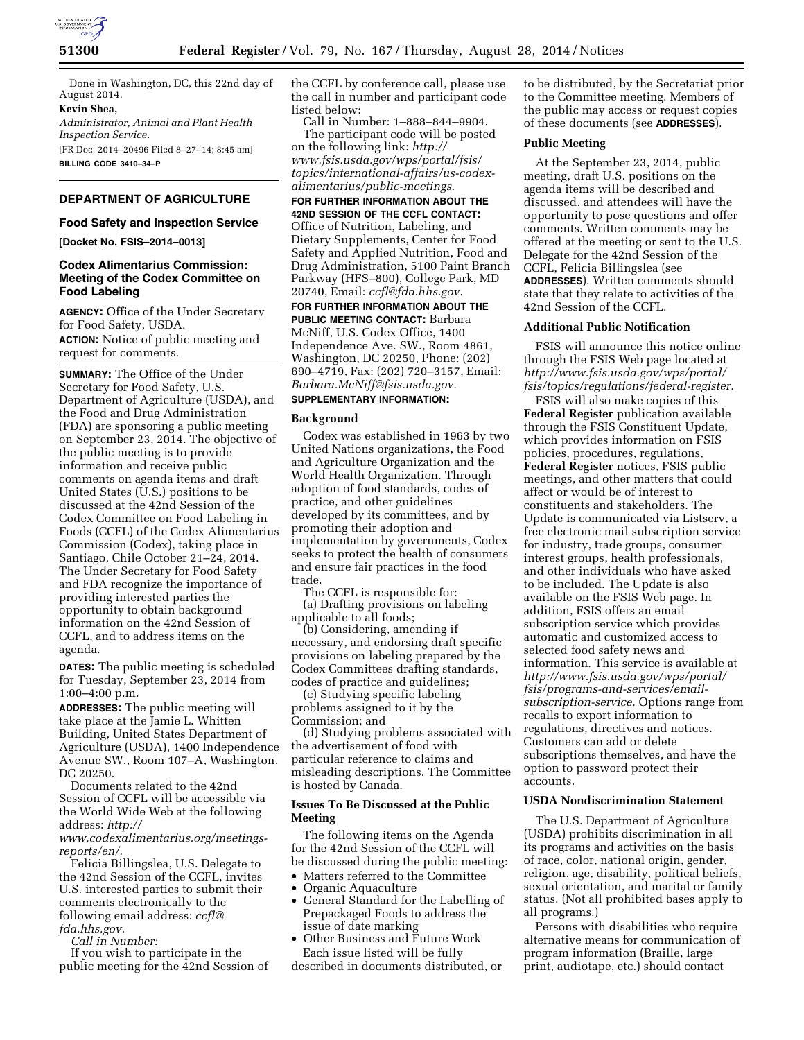Done in Washington, DC, this 22nd day of August 2014.

**Kevin Shea,**

*Administrator, Animal and Plant Health Inspection Service.*

[FR Doc. 2014–20496 Filed 8–27–14; 8:45 am]

**BILLING CODE 3410–34–P**

## DEPARTMENT OF AGRICULTURE

### Food Safety and Inspection Service

**[Docket No. FSIS–2014–0013]**

### Codex Alimentarius Commission: Meeting of the Codex Committee on Food Labeling

**AGENCY:** Office of the Under Secretary for Food Safety, USDA.

**ACTION:** Notice of public meeting and request for comments.

**SUMMARY:** The Office of the Under Secretary for Food Safety, U.S. Department of Agriculture (USDA), and the Food and Drug Administration (FDA) are sponsoring a public meeting on September 23, 2014. The objective of the public meeting is to provide information and receive public comments on agenda items and draft United States (U.S.) positions to be discussed at the 42nd Session of the Codex Committee on Food Labeling in Foods (CCFL) of the Codex Alimentarius Commission (Codex), taking place in Santiago, Chile October 21–24, 2014. The Under Secretary for Food Safety and FDA recognize the importance of providing interested parties the opportunity to obtain background information on the 42nd Session of CCFL, and to address items on the agenda.

**DATES:** The public meeting is scheduled for Tuesday, September 23, 2014 from 1:00–4:00 p.m.

**ADDRESSES:** The public meeting will take place at the Jamie L. Whitten Building, United States Department of Agriculture (USDA), 1400 Independence Avenue SW., Room 107–A, Washington, DC 20250.

Documents related to the 42nd Session of CCFL will be accessible via the World Wide Web at the following address: *http://www.codexalimentarius.org/meetings-reports/en/.*

Felicia Billingslea, U.S. Delegate to the 42nd Session of the CCFL, invites U.S. interested parties to submit their comments electronically to the following email address: *ccfl@fda.hhs.gov.*

*Call in Number:*

If you wish to participate in the public meeting for the 42nd Session of the CCFL by conference call, please use the call in number and participant code listed below:

Call in Number: 1–888–844–9904.

The participant code will be posted on the following link: *http://www.fsis.usda.gov/wps/portal/fsis/topics/international-affairs/us-codex-alimentarius/public-meetings.*

**FOR FURTHER INFORMATION ABOUT THE 42ND SESSION OF THE CCFL CONTACT:** Office of Nutrition, Labeling, and Dietary Supplements, Center for Food Safety and Applied Nutrition, Food and Drug Administration, 5100 Paint Branch Parkway (HFS–800), College Park, MD 20740, Email: *ccfl@fda.hhs.gov.*

**FOR FURTHER INFORMATION ABOUT THE PUBLIC MEETING CONTACT:** Barbara McNiff, U.S. Codex Office, 1400 Independence Ave. SW., Room 4861, Washington, DC 20250, Phone: (202) 690–4719, Fax: (202) 720–3157, Email: *Barbara.McNiff@fsis.usda.gov.*

**SUPPLEMENTARY INFORMATION:**

#### Background

Codex was established in 1963 by two United Nations organizations, the Food and Agriculture Organization and the World Health Organization. Through adoption of food standards, codes of practice, and other guidelines developed by its committees, and by promoting their adoption and implementation by governments, Codex seeks to protect the health of consumers and ensure fair practices in the food trade.

The CCFL is responsible for:

(a) Drafting provisions on labeling applicable to all foods;

(b) Considering, amending if necessary, and endorsing draft specific provisions on labeling prepared by the Codex Committees drafting standards, codes of practice and guidelines;

(c) Studying specific labeling problems assigned to it by the Commission; and

(d) Studying problems associated with the advertisement of food with particular reference to claims and misleading descriptions. The Committee is hosted by Canada.

#### Issues To Be Discussed at the Public Meeting

The following items on the Agenda for the 42nd Session of the CCFL will be discussed during the public meeting:

- Matters referred to the Committee
- Organic Aquaculture
- General Standard for the Labelling of Prepackaged Foods to address the issue of date marking
- Other Business and Future Work

Each issue listed will be fully described in documents distributed, or to be distributed, by the Secretariat prior to the Committee meeting. Members of the public may access or request copies of these documents (see **ADDRESSES**).

#### Public Meeting

At the September 23, 2014, public meeting, draft U.S. positions on the agenda items will be described and discussed, and attendees will have the opportunity to pose questions and offer comments. Written comments may be offered at the meeting or sent to the U.S. Delegate for the 42nd Session of the CCFL, Felicia Billingslea (see **ADDRESSES**). Written comments should state that they relate to activities of the 42nd Session of the CCFL.

#### Additional Public Notification

FSIS will announce this notice online through the FSIS Web page located at *http://www.fsis.usda.gov/wps/portal/fsis/topics/regulations/federal-register.*

FSIS will also make copies of this **Federal Register** publication available through the FSIS Constituent Update, which provides information on FSIS policies, procedures, regulations, **Federal Register** notices, FSIS public meetings, and other matters that could affect or would be of interest to constituents and stakeholders. The Update is communicated via Listserv, a free electronic mail subscription service for industry, trade groups, consumer interest groups, health professionals, and other individuals who have asked to be included. The Update is also available on the FSIS Web page. In addition, FSIS offers an email subscription service which provides automatic and customized access to selected food safety news and information. This service is available at *http://www.fsis.usda.gov/wps/portal/fsis/programs-and-services/email-subscription-service.* Options range from recalls to export information to regulations, directives and notices. Customers can add or delete subscriptions themselves, and have the option to password protect their accounts.

#### USDA Nondiscrimination Statement

The U.S. Department of Agriculture (USDA) prohibits discrimination in all its programs and activities on the basis of race, color, national origin, gender, religion, age, disability, political beliefs, sexual orientation, and marital or family status. (Not all prohibited bases apply to all programs.)

Persons with disabilities who require alternative means for communication of program information (Braille, large print, audiotape, etc.) should contact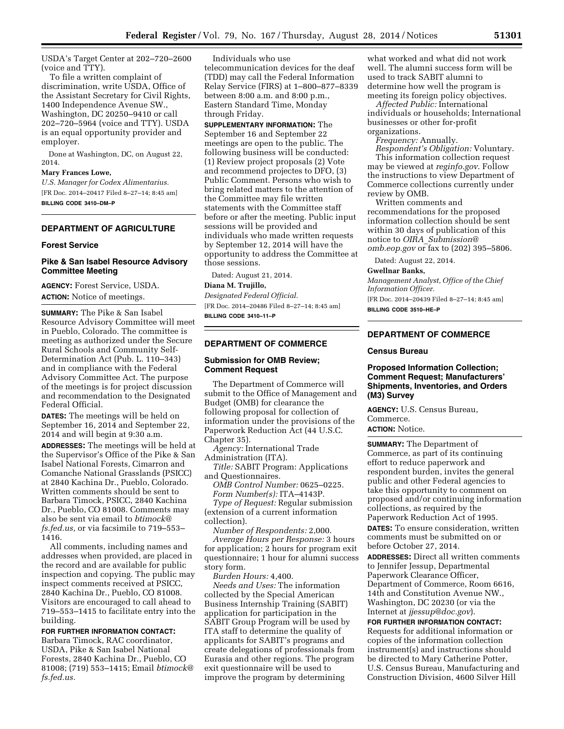USDA's Target Center at 202–720–2600 (voice and TTY).

To file a written complaint of discrimination, write USDA, Office of the Assistant Secretary for Civil Rights, 1400 Independence Avenue SW., Washington, DC 20250–9410 or call 202–720–5964 (voice and TTY). USDA is an equal opportunity provider and employer.

Done at Washington, DC, on August 22, 2014.

**Mary Frances Lowe,**

*U.S. Manager for Codex Alimentarius.*

[FR Doc. 2014–20417 Filed 8–27–14; 8:45 am]

**BILLING CODE 3410–DM–P**

## DEPARTMENT OF AGRICULTURE

### Forest Service

### Pike & San Isabel Resource Advisory Committee Meeting

**AGENCY:** Forest Service, USDA.

**ACTION:** Notice of meetings.

**SUMMARY:** The Pike & San Isabel Resource Advisory Committee will meet in Pueblo, Colorado. The committee is meeting as authorized under the Secure Rural Schools and Community Self-Determination Act (Pub. L. 110–343) and in compliance with the Federal Advisory Committee Act. The purpose of the meetings is for project discussion and recommendation to the Designated Federal Official.

**DATES:** The meetings will be held on September 16, 2014 and September 22, 2014 and will begin at 9:30 a.m.

**ADDRESSES:** The meetings will be held at the Supervisor's Office of the Pike & San Isabel National Forests, Cimarron and Comanche National Grasslands (PSICC) at 2840 Kachina Dr., Pueblo, Colorado. Written comments should be sent to Barbara Timock, PSICC, 2840 Kachina Dr., Pueblo, CO 81008. Comments may also be sent via email to *btimock@fs.fed.us,* or via facsimile to 719–553–1416.

All comments, including names and addresses when provided, are placed in the record and are available for public inspection and copying. The public may inspect comments received at PSICC, 2840 Kachina Dr., Pueblo, CO 81008. Visitors are encouraged to call ahead to 719–553–1415 to facilitate entry into the building.

**FOR FURTHER INFORMATION CONTACT:** Barbara Timock, RAC coordinator, USDA, Pike & San Isabel National Forests, 2840 Kachina Dr., Pueblo, CO 81008; (719) 553–1415; Email *btimock@fs.fed.us.*

Individuals who use telecommunication devices for the deaf (TDD) may call the Federal Information Relay Service (FIRS) at 1–800–877–8339 between 8:00 a.m. and 8:00 p.m., Eastern Standard Time, Monday through Friday.

**SUPPLEMENTARY INFORMATION:** The September 16 and September 22 meetings are open to the public. The following business will be conducted: (1) Review project proposals (2) Vote and recommend projectes to DFO, (3) Public Comment. Persons who wish to bring related matters to the attention of the Committee may file written statements with the Committee staff before or after the meeting. Public input sessions will be provided and individuals who made written requests by September 12, 2014 will have the opportunity to address the Committee at those sessions.

Dated: August 21, 2014.

**Diana M. Trujillo,**

*Designated Federal Official.*

[FR Doc. 2014–20486 Filed 8–27–14; 8:45 am]

**BILLING CODE 3410–11–P**

## DEPARTMENT OF COMMERCE

### Submission for OMB Review; Comment Request

The Department of Commerce will submit to the Office of Management and Budget (OMB) for clearance the following proposal for collection of information under the provisions of the Paperwork Reduction Act (44 U.S.C. Chapter 35).

*Agency:* International Trade Administration (ITA).

*Title:* SABIT Program: Applications and Questionnaires.

*OMB Control Number:* 0625–0225.

*Form Number(s):* ITA–4143P.

*Type of Request:* Regular submission (extension of a current information collection).

*Number of Respondents:* 2,000.

*Average Hours per Response:* 3 hours for application; 2 hours for program exit questionnaire; 1 hour for alumni success story form.

*Burden Hours:* 4,400.

*Needs and Uses:* The information collected by the Special American Business Internship Training (SABIT) application for participation in the SABIT Group Program will be used by ITA staff to determine the quality of applicants for SABIT's programs and create delegations of professionals from Eurasia and other regions. The program exit questionnaire will be used to improve the program by determining what worked and what did not work well. The alumni success form will be used to track SABIT alumni to determine how well the program is meeting its foreign policy objectives.

*Affected Public:* International individuals or households; International businesses or other for-profit organizations.

*Frequency:* Annually.

*Respondent's Obligation:* Voluntary.

This information collection request may be viewed at *reginfo.gov*. Follow the instructions to view Department of Commerce collections currently under review by OMB.

Written comments and recommendations for the proposed information collection should be sent within 30 days of publication of this notice to *OIRA_Submission@omb.eop.gov* or fax to (202) 395–5806.

Dated: August 22, 2014.

**Gwellnar Banks,**

*Management Analyst, Office of the Chief Information Officer.*

[FR Doc. 2014–20439 Filed 8–27–14; 8:45 am]

**BILLING CODE 3510–HE–P**

## DEPARTMENT OF COMMERCE

### Census Bureau

### Proposed Information Collection; Comment Request; Manufacturers' Shipments, Inventories, and Orders (M3) Survey

**AGENCY:** U.S. Census Bureau, Commerce.

**ACTION:** Notice.

**SUMMARY:** The Department of Commerce, as part of its continuing effort to reduce paperwork and respondent burden, invites the general public and other Federal agencies to take this opportunity to comment on proposed and/or continuing information collections, as required by the Paperwork Reduction Act of 1995.

**DATES:** To ensure consideration, written comments must be submitted on or before October 27, 2014.

**ADDRESSES:** Direct all written comments to Jennifer Jessup, Departmental Paperwork Clearance Officer, Department of Commerce, Room 6616, 14th and Constitution Avenue NW., Washington, DC 20230 (or via the Internet at *jjessup@doc.gov*).

**FOR FURTHER INFORMATION CONTACT:** Requests for additional information or copies of the information collection instrument(s) and instructions should be directed to Mary Catherine Potter, U.S. Census Bureau, Manufacturing and Construction Division, 4600 Silver Hill